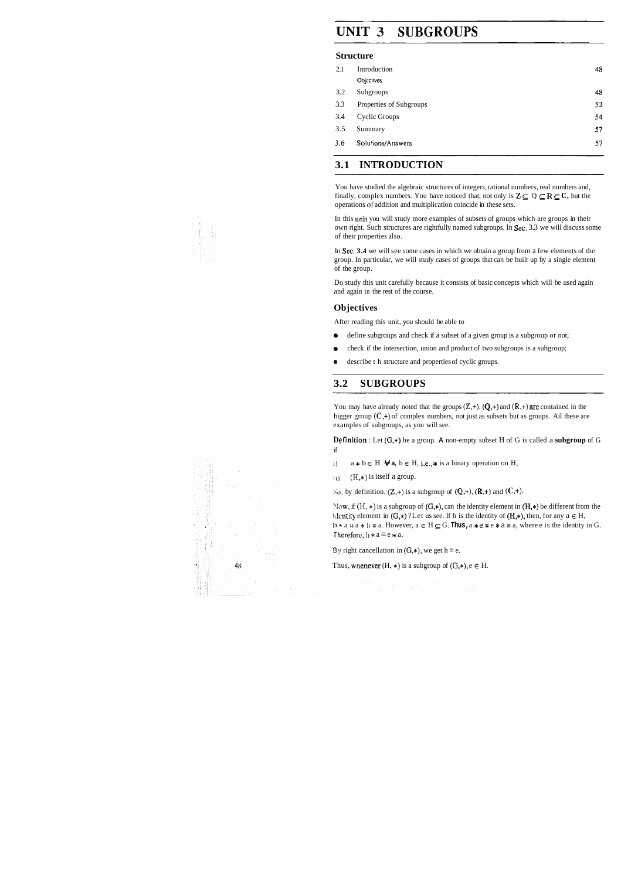# UNIT 3 SUBGROUPS

### Structure

| | | |
|---|---|---|
| 2.1 | Introduction | 48 |
| | Objectives | |
| 3.2 | Subgroups | 48 |
| 3.3 | Properties of Subgroups | 52 |
| 3.4 | Cyclic Groups | 54 |
| 3.5 | Summary | 57 |
| 3.6 | Solutions/Answers | 57 |

## 3.1 INTRODUCTION

You have studied the algebraic structures of integers, real numbers, real numbers and, finally, complex numbers. You have noticed that, not only is $\mathbf{Z} \subseteq \mathbf{Q} \subseteq \mathbf{R} \subseteq \mathbf{C}$, but the operations of addition and multiplication coincide in these sets.

In this unit you will study more examples of subsets of groups which are groups in their own right. Such structures are rightfully named subgroups. In Sec. 3.3 we will discuss some of their properties also.

In Sec. **3.4** we will see some cases in which we obtain a group from a few elements of the group. In particular, we will study cases of groups that can be built up by a single element of the group.

Do study this unit carefully because it consists of basic concepts which will be used again and again in the rest of the course.

### Objectives

After reading this unit, you should be able to

- define subgroups and check if a subset of a given group is a subgroup or not;
- check if the intersection, union and product of two subgroups is a subgroup;
- describe t h structure and properties of cyclic groups.

## 3.2 SUBGROUPS

You may have already noted that the groups $(\mathbf{Z},+)$, $(\mathbf{Q},+)$ and $(\mathbf{R},+)$ are contained in the bigger group $(\mathbf{C},+)$ of complex numbers, not just as subsets but as groups. Ail these are examples of subgroups, as you will see.

**Definition** : Let $(G,*)$ be a group. **A** non-empty subset H of G is called a **subgroup** of G if

i) $a * b \in H \ \forall a, b \in H$, i.e., $*$ is a binary operation on H,

ii) $(H,*)$ is itself a group.

So, by definition, $(\mathbf{Z},+)$ is a subgroup of $(\mathbf{Q},+)$, $(\mathbf{R},+)$ and $(\mathbf{C},+)$.

Now, if $(H,*)$ is a subgroup of $(G,*)$, can the identity element in $(H,*)$ be different from the identity element in $(G,*)$? Let us see. If h is the identity of $(H,*)$, then, for any $a \in H$, $h * a = a * h = a$. However, $a \in H \subseteq G$. **Thus,** $a * e = e * a = a$, where e is the identity in G. Therefore, $h * a = e * a$.

By right cancellation in $(G,*)$, we get $h = e$.

Thus, whenever $(H,*)$ is a subgroup of $(G,*)$, $e \in H$.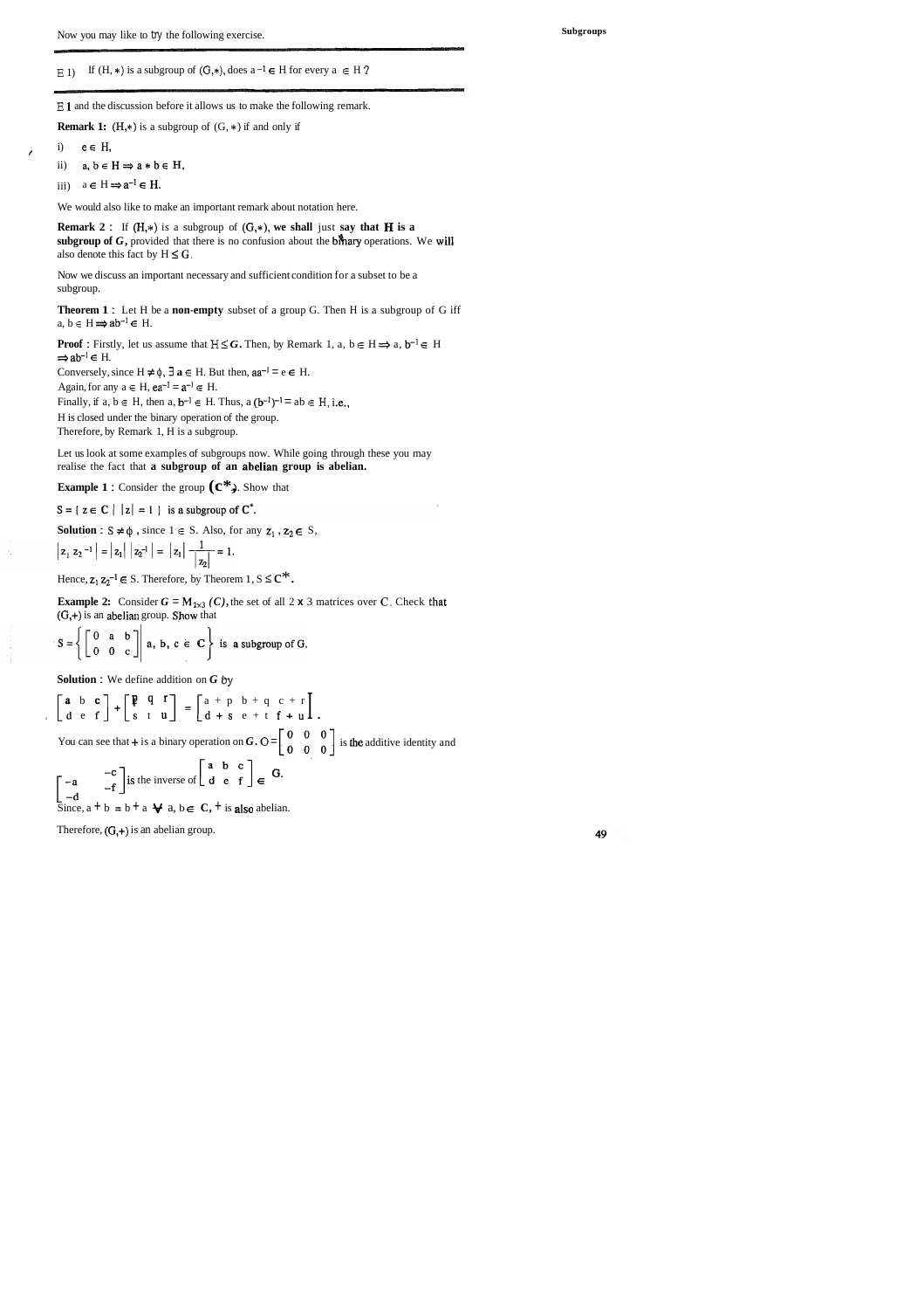Now you may like to try the following exercise.

---

E 1) If $(H, *)$ is a subgroup of $(G,*)$, does $a^{-1} \in H$ for every $a \in H$ ?

---

E 1 and the discussion before it allows us to make the following remark.

**Remark 1:** $(H,*)$ is a subgroup of $(G, *)$ if and only if

i) $e \in H$,

ii) $a, b \in H \Rightarrow a * b \in H$,

iii) $a \in H \Rightarrow a^{-1} \in H$.

We would also like to make an important remark about notation here.

**Remark 2 :** If $(H,*)$ is a subgroup of $(G,*)$, **we shall** just **say that H is a subgroup of *G*,** provided that there is no confusion about the binary operations. We will also denote this fact by $H \leq G$.

Now we discuss an important necessary and sufficient condition for a subset to be a subgroup.

**Theorem 1 :** Let H be a **non-empty** subset of a group G. Then H is a subgroup of G iff $a, b \in H \Rightarrow ab^{-1} \in H$.

**Proof :** Firstly, let us assume that $H \leq G$. Then, by Remark 1, $a, b \in H \Rightarrow a, b^{-1} \in H \Rightarrow ab^{-1} \in H$.

Conversely, since $H \neq \phi$, $\exists$ $a \in H$. But then, $aa^{-1} = e \in H$.

Again, for any $a \in H$, $ea^{-1} = a^{-1} \in H$.

Finally, if $a, b \in H$, then $a, b^{-1} \in H$. Thus, $a (b^{-1})^{-1} = ab \in H$, i.e., H is closed under the binary operation of the group.

Therefore, by Remark 1, H is a subgroup.

Let us look at some examples of subgroups now. While going through these you may realise the fact that **a subgroup of an abelian group is abelian.**

**Example 1 :** Consider the group $(\mathbf{C}^*, \cdot)$. Show that

$S = \{ z \in \mathbf{C} \mid |z| = 1 \}$ is a subgroup of $\mathbf{C}^*$.

**Solution :** $S \neq \phi$, since $1 \in S$. Also, for any $z_1, z_2 \in S$,

$$|z_1 z_2^{-1}| = |z_1| \, |z_2^{-1}| = |z_1| \frac{1}{|z_2|} = 1.$$

Hence, $z_1 z_2^{-1} \in S$. Therefore, by Theorem 1, $S \leq \mathbf{C}^*$.

**Example 2:** Consider $G = M_{2\times3}(C)$, the set of all 2 x 3 matrices over $\mathbf{C}$. Check that $(G,+)$ is an abelian group. Show that

$$S = \left\{ \begin{bmatrix} 0 & a & b \\ 0 & 0 & c \end{bmatrix} \middle| \, a, b, c \in \mathbf{C} \right\} \text{ is a subgroup of G.}$$

**Solution :** We define addition on *G* by

$$\begin{bmatrix} a & b & c \\ d & e & f \end{bmatrix} + \begin{bmatrix} p & q & r \\ s & t & u \end{bmatrix} = \begin{bmatrix} a+p & b+q & c+r \\ d+s & e+t & f+u \end{bmatrix}.$$

You can see that + is a binary operation on *G*. $O = \begin{bmatrix} 0 & 0 & 0 \\ 0 & 0 & 0 \end{bmatrix}$ is the additive identity and

$\begin{bmatrix} -a & -b & -c \\ -d & -e & -f \end{bmatrix}$ is the inverse of $\begin{bmatrix} a & b & c \\ d & e & f \end{bmatrix} \in G$.

Since, $a + b = b + a \; \forall \; a, b \in \mathbf{C}$, + is also abelian.

Therefore, $(G,+)$ is an abelian group.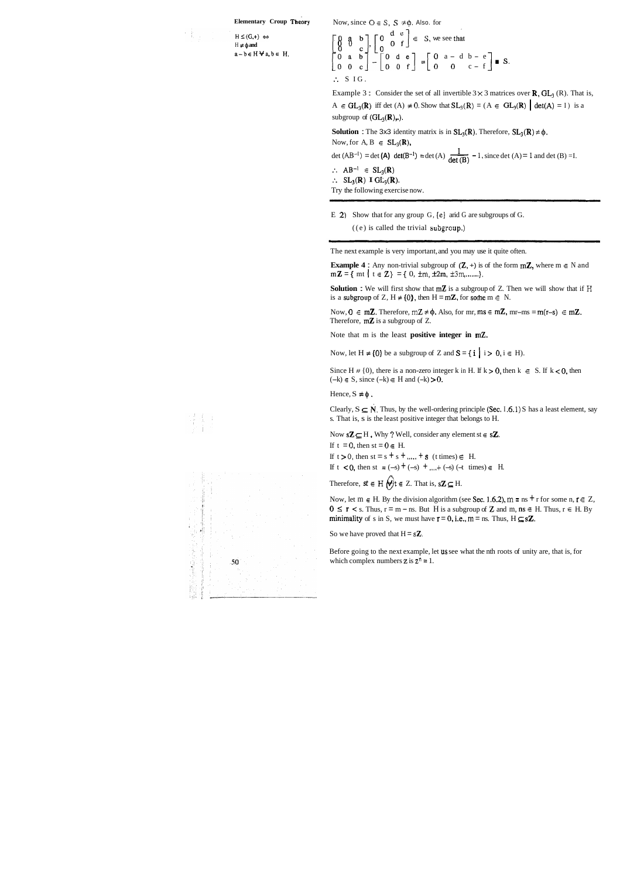$H \leq (G,+) \Leftrightarrow H \neq \phi$ and $a - b \in H \; \forall \; a, b \in H$.

Now, since $O \in S$, $S \neq \phi$. Also, for

$$\begin{bmatrix} 0 & a & b \\ 0 & 0 & c \end{bmatrix}, \begin{bmatrix} 0 & d & e \\ 0 & 0 & f \end{bmatrix} \in S, \text{ we see that}$$

$$\begin{bmatrix} 0 & a & b \\ 0 & 0 & c \end{bmatrix} - \begin{bmatrix} 0 & d & e \\ 0 & 0 & f \end{bmatrix} = \begin{bmatrix} 0 & a-d & b-e \\ 0 & 0 & c-f \end{bmatrix} \in S.$$

$\therefore S \leq G$.

Example 3 : Consider the set of all invertible $3 \times 3$ matrices over $\mathbf{R}$, $GL_3(R)$. That is, $A \in GL_3(\mathbf{R})$ iff $\det(A) \neq 0$. Show that $SL_3(R) = \{A \in GL_3(\mathbf{R}) \mid \det(A) = 1\}$ is a subgroup of $(GL_3(\mathbf{R}),.)$.

**Solution :** The 3x3 identity matrix is in $SL_3(\mathbf{R})$. Therefore, $SL_3(\mathbf{R}) \neq \phi$.
Now, for $A, B \in SL_3(\mathbf{R})$,

$\det(AB^{-1}) = \det(A) \det(B^{-1}) = \det(A) \dfrac{1}{\det(B)} = 1$, since $\det(A) = 1$ and $\det(B) = 1$.

$\therefore AB^{-1} \in SL_3(\mathbf{R})$

$\therefore SL_3(\mathbf{R}) \leq GL_3(\mathbf{R})$.

Try the following exercise now.

---

E 2) Show that for any group G, $\{e\}$ and G are subgroups of G.

($\{e\}$ is called the trivial subgroup.)

---

The next example is very important, and you may use it quite often.

**Example 4 :** Any non-trivial subgroup of $(\mathbf{Z}, +)$ is of the form $m\mathbf{Z}$, where $m \in N$ and $m\mathbf{Z} = \{ mt \mid t \in Z\} = \{0, \pm m, \pm 2m, \pm 3m, \ldots\ldots\}$.

**Solution :** We will first show that $m\mathbf{Z}$ is a subgroup of Z. Then we will show that if H is a subgroup of Z, $H \neq \{0\}$, then $H = m\mathbf{Z}$, for some $m \in N$.

Now, $0 \in m\mathbf{Z}$. Therefore, $m\mathbf{Z} \neq \phi$. Also, for mr, $ms \in m\mathbf{Z}$, $mr - ms = m(r-s) \in m\mathbf{Z}$. Therefore, $m\mathbf{Z}$ is a subgroup of Z.

Note that m is the least **positive integer in** $m\mathbf{Z}$.

Now, let $H \neq \{0\}$ be a subgroup of Z and $S = \{ i \mid i > 0, i \in H\}$.

Since $H \neq \{0\}$, there is a non-zero integer k in H. If $k > 0$, then $k \in S$. If $k < 0$, then $(-k) \in S$, since $(-k) \in H$ and $(-k) > 0$.

Hence, $S \neq \phi$.

Clearly, $S \subseteq N$. Thus, by the well-ordering principle (Sec. 1.6.1) S has a least element, say s. That is, s is the least positive integer that belongs to H.

Now $s\mathbf{Z} \subseteq H$. Why ? Well, consider any element $st \in s\mathbf{Z}$.
If $t = 0$, then $st = 0 \in H$.
If $t > 0$, then $st = s + s + \ldots + s$ (t times) $\in H$.
If $t < 0$, then $st = (-s) + (-s) + \ldots + (-s)$ ($-t$ times) $\in H$.

Therefore, $st \in H \; \forall \; t \in Z$. That is, $s\mathbf{Z} \subseteq H$.

Now, let $m \in H$. By the division algorithm (see Sec. 1.6.2), $m = ns + r$ for some $n, r \in Z$, $0 \leq r < s$. Thus, $r = m - ns$. But H is a subgroup of $\mathbf{Z}$ and m, $ns \in H$. Thus, $r \in H$. By minimality of s in S, we must have $r = 0$, i.e., $m = ns$. Thus, $H \subseteq s\mathbf{Z}$.

So we have proved that $H = s\mathbf{Z}$.

Before going to the next example, let us see what the nth roots of unity are, that is, for which complex numbers z is $z^n = 1$.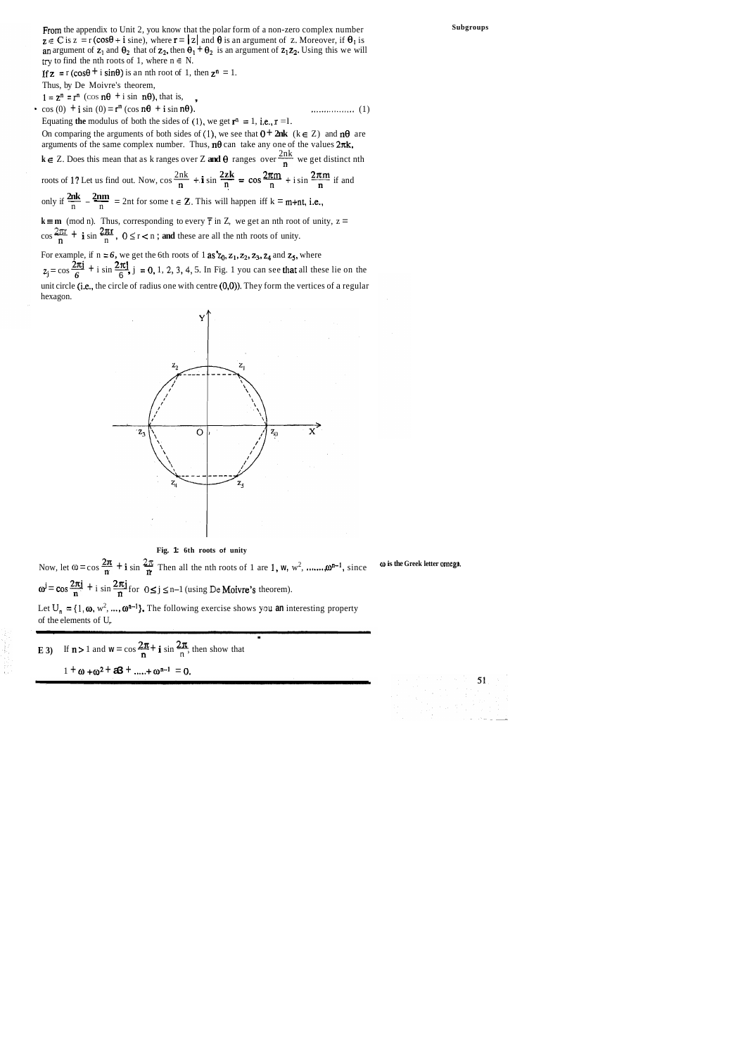From the appendix to Unit 2, you know that the polar form of a non-zero complex number $z \in \mathbb{C}$ is $z = r(\cos\theta + i\sin\theta)$, where $r = |z|$ and $\theta$ is an argument of z. Moreover, if $\theta_1$ is an argument of $z_1$ and $\theta_2$ that of $z_2$, then $\theta_1 + \theta_2$ is an argument of $z_1 z_2$. Using this we will try to find the nth roots of 1, where $n \in N$.

If $z = r(\cos\theta + i\sin\theta)$ is an nth root of 1, then $z^n = 1$.

Thus, by De Moivre's theorem,

$1 = z^n = r^n(\cos n\theta + i\sin n\theta)$, that is,

$\cos(0) + i\sin(0) = r^n(\cos n\theta + i\sin n\theta)$. .................. (1)

Equating **the** modulus of both the sides of (1), we get $r^n = 1$, i.e., $r = 1$.

On comparing the arguments of both sides of (1), we see that $0 + 2\pi k$ $(k \in Z)$ and $n\theta$ are arguments of the same complex number. Thus, $n\theta$ can take any one of the values $2\pi k$, $k \in Z$. Does this mean that as k ranges over Z **and** $\theta$ ranges over $\frac{2\pi k}{n}$ we get distinct nth roots of 1? Let us find out. Now, $\cos\frac{2\pi k}{n} + i\sin\frac{2\pi k}{n} = \cos\frac{2\pi m}{n} + i\sin\frac{2\pi m}{n}$ if and only if $\frac{2\pi k}{n} - \frac{2\pi m}{n} = 2\pi t$ for some $t \in Z$. This will happen iff $k = m + nt$, i.e., $k \equiv m \pmod{n}$. Thus, corresponding to every $\bar{r}$ in $Z_n$ we get an nth root of unity, $z = \cos\frac{2\pi r}{n} + i\sin\frac{2\pi r}{n}$, $0 \le r < n$; **and** these are all the nth roots of unity.

For example, if $n = 6$, we get the 6th roots of 1 as $z_0, z_1, z_2, z_3, z_4$ and $z_5$, where $z_j = \cos\frac{2\pi j}{6} + i\sin\frac{2\pi j}{6}$, $j = 0, 1, 2, 3, 4, 5$. In Fig. 1 you can see that all these lie on the unit circle (i.e., the circle of radius one with centre (0,0)). They form the vertices of a regular hexagon.

**Fig. 1: 6th roots of unity**

Now, let $\omega = \cos\frac{2\pi}{n} + i\sin\frac{2\pi}{n}$. Then all the nth roots of 1 are $1, \omega, \omega^2, \ldots, \omega^{n-1}$, since $\omega^j = \cos\frac{2\pi j}{n} + i\sin\frac{2\pi j}{n}$ for $0 \le j \le n-1$ (using De Moivre's theorem).

*ω is the Greek letter omega.*

Let $U_n = \{1, \omega, \omega^2, \ldots, \omega^{n-1}\}$. The following exercise shows you an interesting property of the elements of $U_n$.

---

**E 3)** If $n > 1$ and $\omega = \cos\frac{2\pi}{n} + i\sin\frac{2\pi}{n}$, then show that

$$1 + \omega + \omega^2 + \omega^3 + \ldots + \omega^{n-1} = 0.$$

---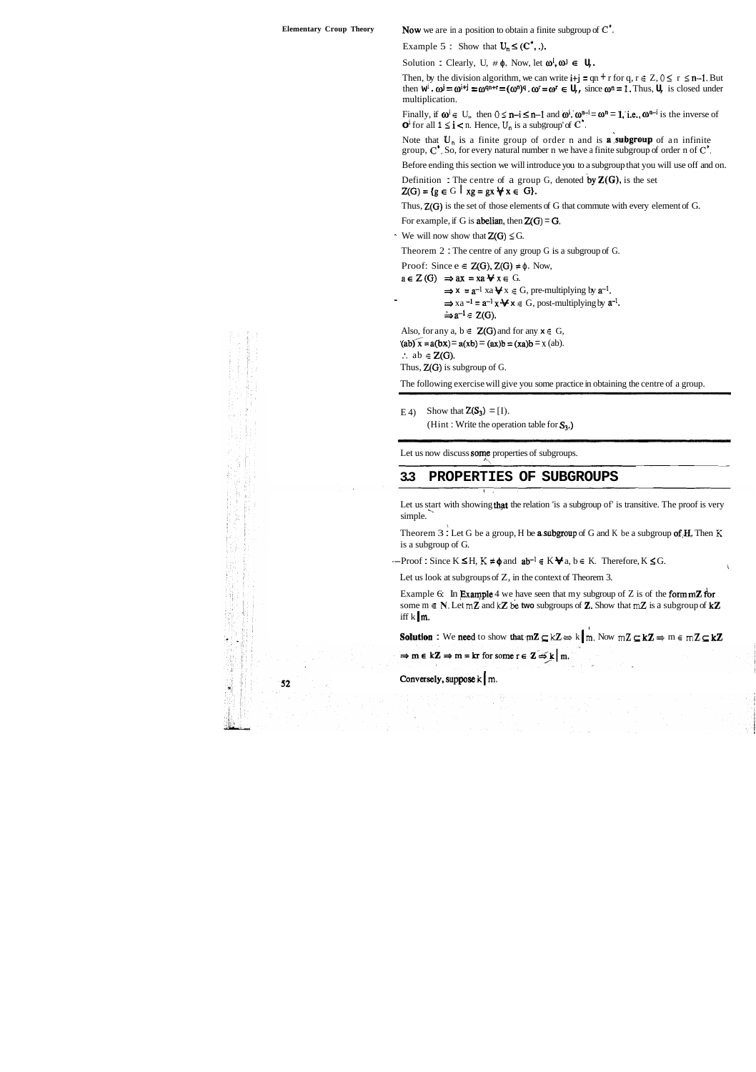Now we are in a position to obtain a finite subgroup of $C^*$.

Example 5 : Show that $U_n \leq (C^*, .)$.

Solution : Clearly, $U_n \neq \phi$. Now, let $\omega^i, \omega^j \in U_n$.

Then, by the division algorithm, we can write $i+j = qn + r$ for $q, r \in Z$, $0 \leq r \leq n-1$. But then $\omega^i . \omega^j = \omega^{i+j} = \omega^{qn+r} = (\omega^n)^q . \omega^r = \omega^r \in U_n$, since $\omega^n = 1$. Thus, $U_n$ is closed under multiplication.

Finally, if $\omega^i \in U_n$ then $0 \leq n-i \leq n-1$ and $\omega^i . \omega^{n-i} = \omega^n = 1$, i.e., $\omega^{n-i}$ is the inverse of $\omega^i$ for all $1 \leq i < n$. Hence, $U_n$ is a subgroup of $C^*$.

Note that $U_n$ is a finite group of order n and is a subgroup of an infinite group, $C^*$. So, for every natural number n we have a finite subgroup of order n of $C^*$.

Before ending this section we will introduce you to a subgroup that you will use off and on.

Definition : The centre of a group G, denoted by $Z(G)$, is the set
$Z(G) = \{g \in G \mid xg = gx \ \forall \ x \in G\}$.

Thus, $Z(G)$ is the set of those elements of G that commute with every element of G.

For example, if G is abelian, then $Z(G) = G$.

We will now show that $Z(G) \leq G$.

Theorem 2 : The centre of any group G is a subgroup of G.

Proof: Since $e \in Z(G)$, $Z(G) \neq \phi$. Now,

$a \in Z(G) \Rightarrow ax = xa \ \forall \ x \in G.$
$\Rightarrow x = a^{-1} xa \ \forall \ x \in G$, pre-multiplying by $a^{-1}$.
$\Rightarrow xa^{-1} = a^{-1} x \ \forall \ x \in G$, post-multiplying by $a^{-1}$.
$\Rightarrow a^{-1} \in Z(G)$.

Also, for any $a, b \in Z(G)$ and for any $x \in G$,
$(ab) x = a(bx) = a(xb) = (ax)b = (xa)b = x (ab)$.
$\therefore ab \in Z(G)$.
Thus, $Z(G)$ is subgroup of G.

The following exercise will give you some practice in obtaining the centre of a group.

E 4) Show that $Z(S_3) = \{I\}$.
(Hint : Write the operation table for $S_3$.)

Let us now discuss some properties of subgroups.

## 3.3 PROPERTIES OF SUBGROUPS

Let us start with showing that the relation 'is a subgroup of' is transitive. The proof is very simple.

Theorem 3 : Let G be a group, H be a subgroup of G and K be a subgroup of H. Then K is a subgroup of G.

Proof : Since $K \leq H$, $K \neq \phi$ and $ab^{-1} \in K \ \forall \ a, b \in K$. Therefore, $K \leq G$.

Let us look at subgroups of Z, in the context of Theorem 3.

Example 6: In Example 4 we have seen that any subgroup of Z is of the form $mZ$ for some $m \in N$. Let $mZ$ and $kZ$ be two subgroups of $Z$. Show that $mZ$ is a subgroup of $kZ$ iff $k \mid m$.

**Solution** : We need to show that $mZ \subseteq kZ \Leftrightarrow k \mid m$. Now $mZ \subseteq kZ \Rightarrow m \in mZ \subseteq kZ$

$\Rightarrow m \in kZ \Rightarrow m = kr$ for some $r \in Z \Rightarrow k \mid m$.

Conversely, suppose $k \mid m$.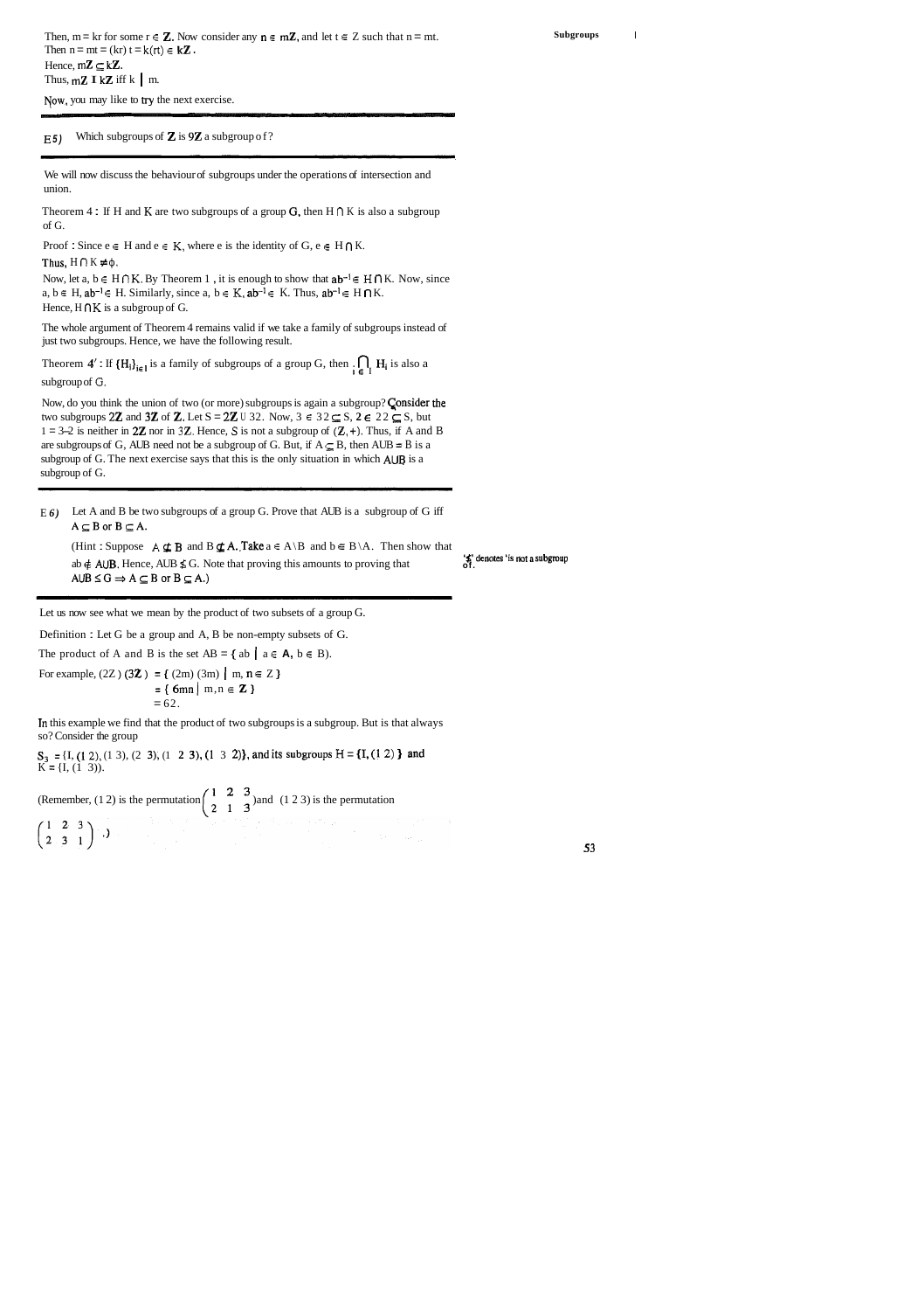Then, $m = kr$ for some $r \in \mathbf{Z}$. Now consider any $n \in m\mathbf{Z}$, and let $t \in \mathbf{Z}$ such that $n = mt$. Then $n = mt = (kr)\,t = k(rt) \in k\mathbf{Z}$.

Hence, $m\mathbf{Z} \subseteq k\mathbf{Z}$.

Thus, $m\mathbf{Z} \leq k\mathbf{Z}$ iff $k \mid m$.

Now, you may like to try the next exercise.

---

**E5)** Which subgroups of $\mathbf{Z}$ is $9\mathbf{Z}$ a subgroup of?

---

We will now discuss the behaviour of subgroups under the operations of intersection and union.

**Theorem 4 :** If H and K are two subgroups of a group G, then $H \cap K$ is also a subgroup of G.

**Proof :** Since $e \in H$ and $e \in K$, where e is the identity of G, $e \in H \cap K$.

Thus, $H \cap K \neq \phi$.

Now, let $a, b \in H \cap K$. By Theorem 1, it is enough to show that $ab^{-1} \in H \cap K$. Now, since $a, b \in H$, $ab^{-1} \in H$. Similarly, since $a, b \in K$, $ab^{-1} \in K$. Thus, $ab^{-1} \in H \cap K$.

Hence, $H \cap K$ is a subgroup of G.

The whole argument of Theorem 4 remains valid if we take a family of subgroups instead of just two subgroups. Hence, we have the following result.

**Theorem 4′ :** If $\{H_i\}_{i \in I}$ is a family of subgroups of a group G, then $\bigcap_{i \in I} H_i$ is also a subgroup of G.

Now, do you think the union of two (or more) subgroups is again a subgroup? Consider the two subgroups $2\mathbf{Z}$ and $3\mathbf{Z}$ of $\mathbf{Z}$. Let $S = 2\mathbf{Z} \cup 3\mathbf{Z}$. Now, $3 \in 3\mathbf{Z} \subseteq S$, $2 \in 2\mathbf{Z} \subseteq S$, but $1 = 3-2$ is neither in $2\mathbf{Z}$ nor in $3\mathbf{Z}$. Hence, S is not a subgroup of $(\mathbf{Z}, +)$. Thus, if A and B are subgroups of G, $A \cup B$ need not be a subgroup of G. But, if $A \subseteq B$, then $A \cup B = B$ is a subgroup of G. The next exercise says that this is the only situation in which $A \cup B$ is a subgroup of G.

---

**E6)** Let A and B be two subgroups of a group G. Prove that $A \cup B$ is a subgroup of G iff $A \subseteq B$ or $B \subseteq A$.

(Hint : Suppose $A \not\subseteq B$ and $B \not\subseteq A$. Take $a \in A \setminus B$ and $b \in B \setminus A$. Then show that $ab \notin A \cup B$. Hence, $A \cup B \not\leq G$. Note that proving this amounts to proving that $A \cup B \leq G \Rightarrow A \subseteq B$ or $B \subseteq A$.)

'$\not\leq$' denotes 'is not a subgroup of'.

---

Let us now see what we mean by the product of two subsets of a group G.

**Definition :** Let G be a group and A, B be non-empty subsets of G.

The product of A and B is the set $AB = \{ab \mid a \in A, b \in B\}$.

For example, 
$$(2\mathbf{Z})(3\mathbf{Z}) = \{(2m)(3m) \mid m, n \in \mathbf{Z}\} = \{6mn \mid m, n \in \mathbf{Z}\} = 6\mathbf{Z}.$$

In this example we find that the product of two subgroups is a subgroup. But is that always so? Consider the group

$S_3 = \{I, (1\ 2), (1\ 3), (2\ 3), (1\ 2\ 3), (1\ 3\ 2)\}$, and its subgroups $H = \{I, (1\ 2)\}$ and $K = \{I, (1\ 3)\}$.

(Remember, $(1\ 2)$ is the permutation $\begin{pmatrix} 1 & 2 & 3 \\ 2 & 1 & 3 \end{pmatrix}$ and $(1\ 2\ 3)$ is the permutation $\begin{pmatrix} 1 & 2 & 3 \\ 2 & 3 & 1 \end{pmatrix}$.)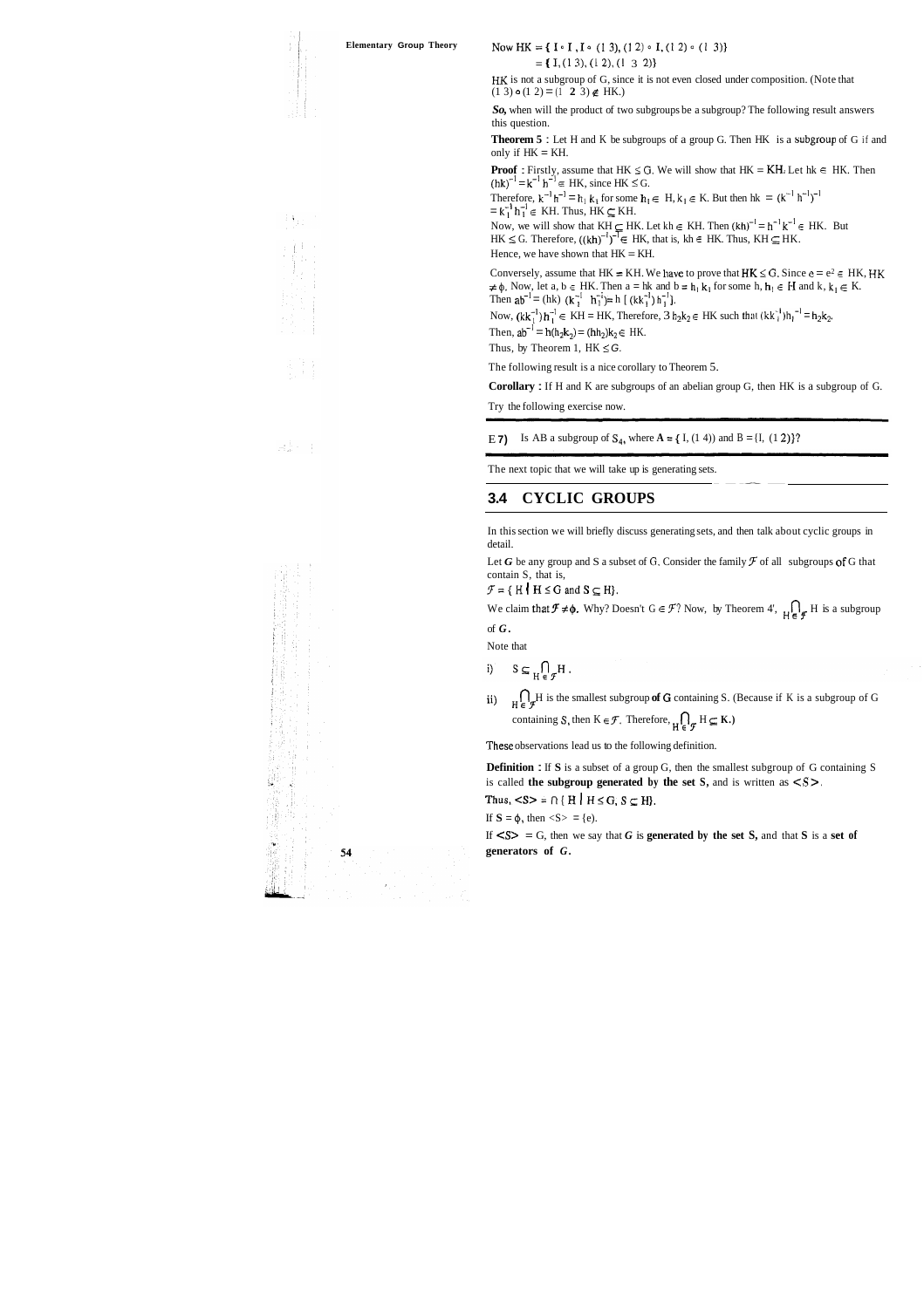Now $HK = \{ I \circ I, I \circ (1\ 3), (1\ 2) \circ I, (1\ 2) \circ (1\ 3)\}$

$= \{ I, (1\ 3), (1\ 2), (1\ 3\ 2)\}$

HK is not a subgroup of G, since it is not even closed under composition. (Note that $(1\ 3) \circ (1\ 2) = (1\ 2\ 3) \notin HK$.)

*So,* when will the product of two subgroups be a subgroup? The following result answers this question.

**Theorem 5** : Let H and K be subgroups of a group G. Then HK is a subgroup of G if and only if $HK = KH$.

**Proof** : Firstly, assume that $HK \leq G$. We will show that $HK = KH$. Let $hk \in HK$. Then $(hk)^{-1} = k^{-1} h^{-1} \in HK$, since $HK \leq G$.

Therefore, $k^{-1}h^{-1} = h_1 k_1$ for some $h_1 \in H$, $k_1 \in K$. But then $hk = (k^{-1} h^{-1})^{-1} = k_1^{-1} h_1^{-1} \in KH$. Thus, $HK \subseteq KH$.

Now, we will show that $KH \subseteq HK$. Let $kh \in KH$. Then $(kh)^{-1} = h^{-1} k^{-1} \in HK$. But $HK \leq G$. Therefore, $((kh)^{-1})^{-1} \in HK$, that is, $kh \in HK$. Thus, $KH \subseteq HK$.

Hence, we have shown that $HK = KH$.

Conversely, assume that $HK = KH$. We have to prove that $HK \leq G$. Since $e = e^2 \in HK$, $HK \neq \phi$. Now, let $a, b \in HK$. Then $a = hk$ and $b = h_1 k_1$ for some $h, h_1 \in H$ and $k, k_1 \in K$. Then $ab^{-1} = (hk)\ (k_1^{-1}\ h_1^{-1}) = h\ [\ (kk_1^{-1})\ h_1^{-1}]$.

Now, $(kk_1^{-1}) h_1^{-1} \in KH = HK$, Therefore, $\exists\ h_2 k_2 \in HK$ such that $(kk_1^{-1}) h_1^{-1} = h_2 k_2$.

Then, $ab^{-1} = h(h_2 k_2) = (hh_2) k_2 \in HK$.

Thus, by Theorem 1, $HK \leq G$.

The following result is a nice corollary to Theorem 5.

**Corollary :** If H and K are subgroups of an abelian group G, then HK is a subgroup of G.

Try the following exercise now.

---

E 7) Is AB a subgroup of $S_4$, where $A = \{ I, (1\ 4)\}$ and $B = \{I, (1\ 2)\}$?

---

The next topic that we will take up is generating sets.

## 3.4 CYCLIC GROUPS

In this section we will briefly discuss generating sets, and then talk about cyclic groups in detail.

Let *G* be any group and S a subset of G. Consider the family $\mathcal{F}$ of all subgroups of G that contain S, that is,

$\mathcal{F} = \{ H \mid H \leq G \text{ and } S \subseteq H\}$.

We claim that $\mathcal{F} \neq \phi$. Why? Doesn't $G \in \mathcal{F}$? Now, by Theorem 4', $\bigcap_{H \in \mathcal{F}} H$ is a subgroup of *G*.

Note that

i) $S \subseteq \bigcap_{H \in \mathcal{F}} H$.

ii) $\bigcap_{H \in \mathcal{F}} H$ is the smallest subgroup of G containing S. (Because if K is a subgroup of G containing S, then $K \in \mathcal{F}$. Therefore, $\bigcap_{H \in \mathcal{F}} H \subseteq K$.)

These observations lead us to the following definition.

**Definition :** If **S** is a subset of a group G, then the smallest subgroup of G containing S is called **the subgroup generated by the set S,** and is written as $<S>$.

Thus, $<S> = \cap \{ H \mid H \leq G, S \subseteq H\}$.

If $S = \phi$, then $<S> = \{e\}$.

If $<S> = G$, then we say that *G* is **generated by the set S,** and that **S** is a **set of generators of** *G*.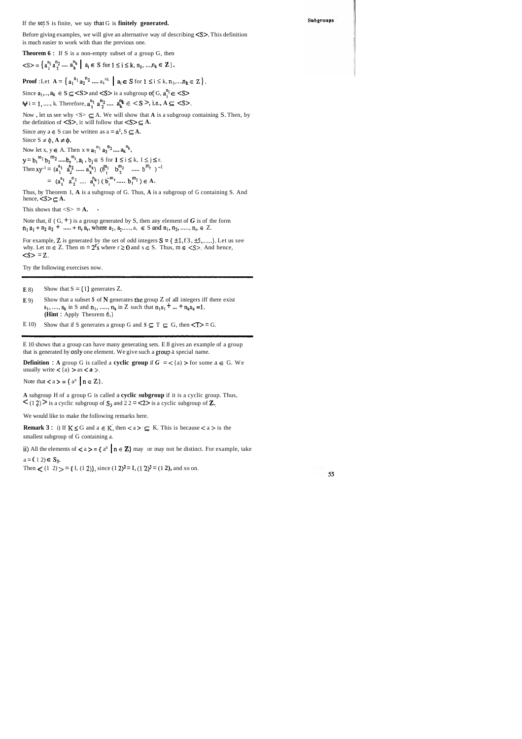If the set S is finite, we say that G is **finitely generated.**

Before giving examples, we will give an alternative way of describing $<S>$. This definition is much easier to work with than the previous one.

**Theorem 6 :** If S is a non-empty subset of a group G, then

$<S> = \{a_1^{n_1} a_2^{n_2} \dots a_k^{n_k} \mid a_i \in S \text{ for } 1 \le i \le k, n_1, \dots, n_k \in \mathbb{Z}\}$.

**Proof** : Let $A = \{a_1^{n_1} a_2^{n_2} \dots a_k^{n_k} \mid a_i \in S \text{ for } 1 \le i \le k, n_1, \dots, n_k \in \mathbb{Z}\}$.

Since $a_1, \dots, a_k \in S \subseteq <S>$ and $<S>$ is a subgroup of G, $a_i^{n_i} \in <S>$ $\forall i = 1, \dots, k$. Therefore, $a_1^{n_1} a_2^{n_2} \dots a_k^{n_k} \in <S>$, i.e., $A \subseteq <S>$.

Now, let us see why $<S> \subseteq A$. We will show that **A** is a subgroup containing S. Then, by the definition of $<S>$, it will follow that $<S> \subseteq$ **A.**

Since any $a \in S$ can be written as $a = a^1$, $S \subseteq$ **A.**

Since $S \neq \phi$, $A \neq \phi$.

Now let $x, y \in A$. Then $x = a_1^{n_1} a_2^{n_2} \dots a_k^{n_k}$,

$y = b_1^{m_1} b_2^{m_2} \dots b_r^{m_r}$, $a_i, b_j \in S$ for $1 \le i \le k$, $1 \le j \le r$.

Then $xy^{-1} = (a_1^{n_1} a_2^{n_2} \dots a_k^{n_k})(b_1^{m_1} b_2^{m_2} \dots b_r^{m_r})^{-1}$

$= (a_1^{n_1} a_2^{n_2} \dots a_k^{n_k})(b_r^{-m_r} \dots b_1^{-m_1}) \in$ **A.**

Thus, by Theorem 1, **A** is a subgroup of G. Thus, **A** is a subgroup of G containing S. And hence, $<S> \subseteq$ **A.**

This shows that $<S> =$ **A.**

Note that, if $(G, +)$ is a group generated by S, then any element of *G* is of the form $n_1 a_1 + n_2 a_2 + \dots + n_r a_r$, where $a_1, a_2, \dots, a_r \in S$ and $n_1, n_2, \dots, n_r \in \mathbb{Z}$.

For example, $\mathbb{Z}$ is generated by the set of odd integers $S = \{\pm 1, \pm 3, \pm 5, \dots\}$. Let us see why. Let $m \in \mathbb{Z}$. Then $m = 2^r s$ where $r \ge 0$ and $s \in S$. Thus, $m \in <S>$. And hence, $<S> = \mathbb{Z}$.

Try the following exercises now.

---

**E 8)** Show that $S = \{1\}$ generates Z.

**E 9)** Show that a subset *S* of N generates the group Z of all integers iff there exist $s_1, \dots, s_k$ in S and $n_1, \dots, n_k$ in Z such that $n_1 s_1 + \dots + n_k s_k = 1$. **(Hint :** Apply Theorem 6.)

E 10) Show that if S generates a group G and $S \subseteq T \subseteq G$, then $<T> = G$.

---

E 10 shows that a group can have many generating sets. E 8 gives an example of a group that is generated by only one element. We give such a group a special name.

**Definition : A** group G is called a **cyclic group** if $G = <\{a\}>$ for some $a \in G$. We usually write $<\{a\}>$ as $<a>$.

Note that $<a> = \{a^n \mid n \in \mathbb{Z}\}$.

**A** subgroup H of a group G is called a **cyclic subgroup** if it is a cyclic group. Thus, $<(1\ 2)>$ is a cyclic subgroup of $S_3$ and $2\mathbb{Z} = <2>$ is a cyclic subgroup of $\mathbb{Z}$.

We would like to make the following remarks here.

**Remark 3 :** i) If $K \le G$ and $a \in K$, then $<a> \subseteq K$. This is because $<a>$ is the smallest subgroup of G containing a.

ii) All the elements of $<a> = \{a^n \mid n \in \mathbb{Z}\}$ may or may not be distinct. For example, take $a = (1\ 2) \in S_3$.

Then $<(1\ 2)> = \{I, (1\ 2)\}$, since $(1\ 2)^2 = I$, $(1\ 2)^3 = (1\ 2)$, and so on.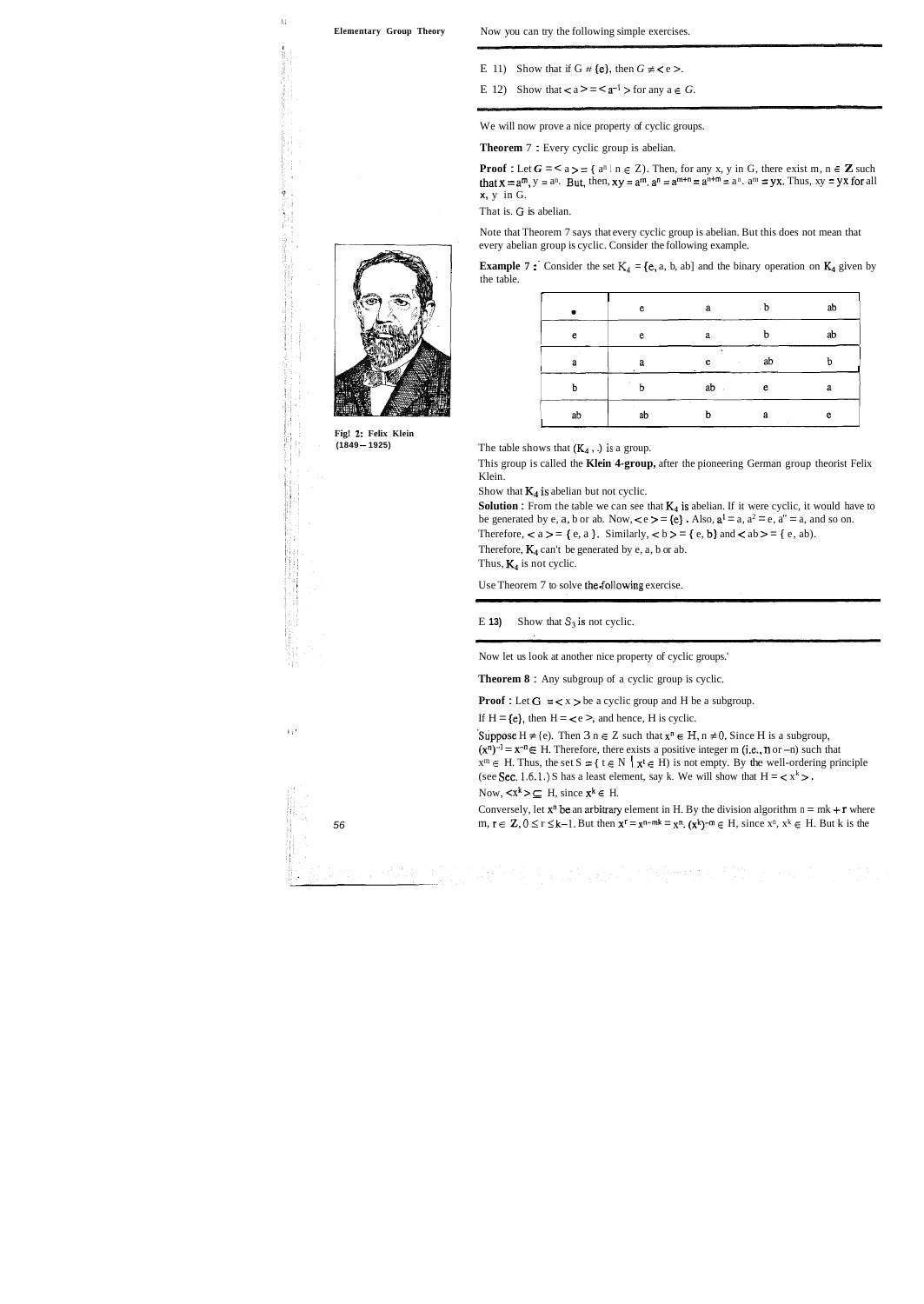Now you can try the following simple exercises.

E 11) Show that if $G \neq \{e\}$, then $G \neq \langle e \rangle$.

E 12) Show that $\langle a \rangle = \langle a^{-1} \rangle$ for any $a \in G$.

We will now prove a nice property of cyclic groups.

**Theorem 7 :** Every cyclic group is abelian.

**Proof :** Let $G = \langle a \rangle = \{ a^n \mid n \in \mathbf{Z} \}$. Then, for any x, y in G, there exist $m, n \in \mathbf{Z}$ such that $x = a^m$, $y = a^n$. But, then, $xy = a^m . a^n = a^{m+n} = a^{n+m} = a^n . a^m = yx$. Thus, $xy = yx$ for all x, y in G.

That is. G is abelian.

Note that Theorem 7 says that every cyclic group is abelian. But this does not mean that every abelian group is cyclic. Consider the following example.

**Example 7 :** Consider the set $K_4 = \{e, a, b, ab\}$ and the binary operation on $K_4$ given by the table.

| • | e | a | b | ab |
|---|---|---|---|---|
| e | e | a | b | ab |
| a | a | e | ab | b |
| b | b | ab | e | a |
| ab | ab | b | a | e |

Fig. 2: Felix Klein (1849 – 1925)

The table shows that $(K_4, .)$ is a group.

This group is called the **Klein 4-group,** after the pioneering German group theorist Felix Klein.

Show that $K_4$ is abelian but not cyclic.

**Solution :** From the table we can see that $K_4$ is abelian. If it were cyclic, it would have to be generated by e, a, b or ab. Now, $\langle e \rangle = \{e\}$. Also, $a^1 = a$, $a^2 = e$, $a^3 = a$, and so on. Therefore, $\langle a \rangle = \{ e, a \}$. Similarly, $\langle b \rangle = \{ e, b\}$ and $\langle ab \rangle = \{ e, ab\}$.

Therefore, $K_4$ can't be generated by e, a, b or ab.

Thus, $K_4$ is not cyclic.

Use Theorem 7 to solve the following exercise.

E 13) Show that $S_3$ is not cyclic.

Now let us look at another nice property of cyclic groups.

**Theorem 8 :** Any subgroup of a cyclic group is cyclic.

**Proof :** Let $G = \langle x \rangle$ be a cyclic group and H be a subgroup.

If $H = \{e\}$, then $H = \langle e \rangle$, and hence, H is cyclic.

Suppose $H \neq \{e\}$. Then $\exists\, n \in \mathbf{Z}$ such that $x^n \in H$, $n \neq 0$. Since H is a subgroup, $(x^n)^{-1} = x^{-n} \in H$. Therefore, there exists a positive integer m (i.e., n or $-n$) such that $x^m \in H$. Thus, the set $S = \{ t \in \mathbf{N} \mid x^t \in H\}$ is not empty. By the well-ordering principle (see Sec. 1.6.1.) S has a least element, say k. We will show that $H = \langle x^k \rangle$.

Now, $\langle x^k \rangle \subseteq H$, since $x^k \in H$.

Conversely, let $x^n$ be an arbitrary element in H. By the division algorithm $n = mk + r$ where $m, r \in \mathbf{Z}$, $0 \leq r \leq k-1$. But then $x^r = x^{n-mk} = x^n . (x^k)^{-m} \in H$, since $x^n, x^k \in H$. But k is the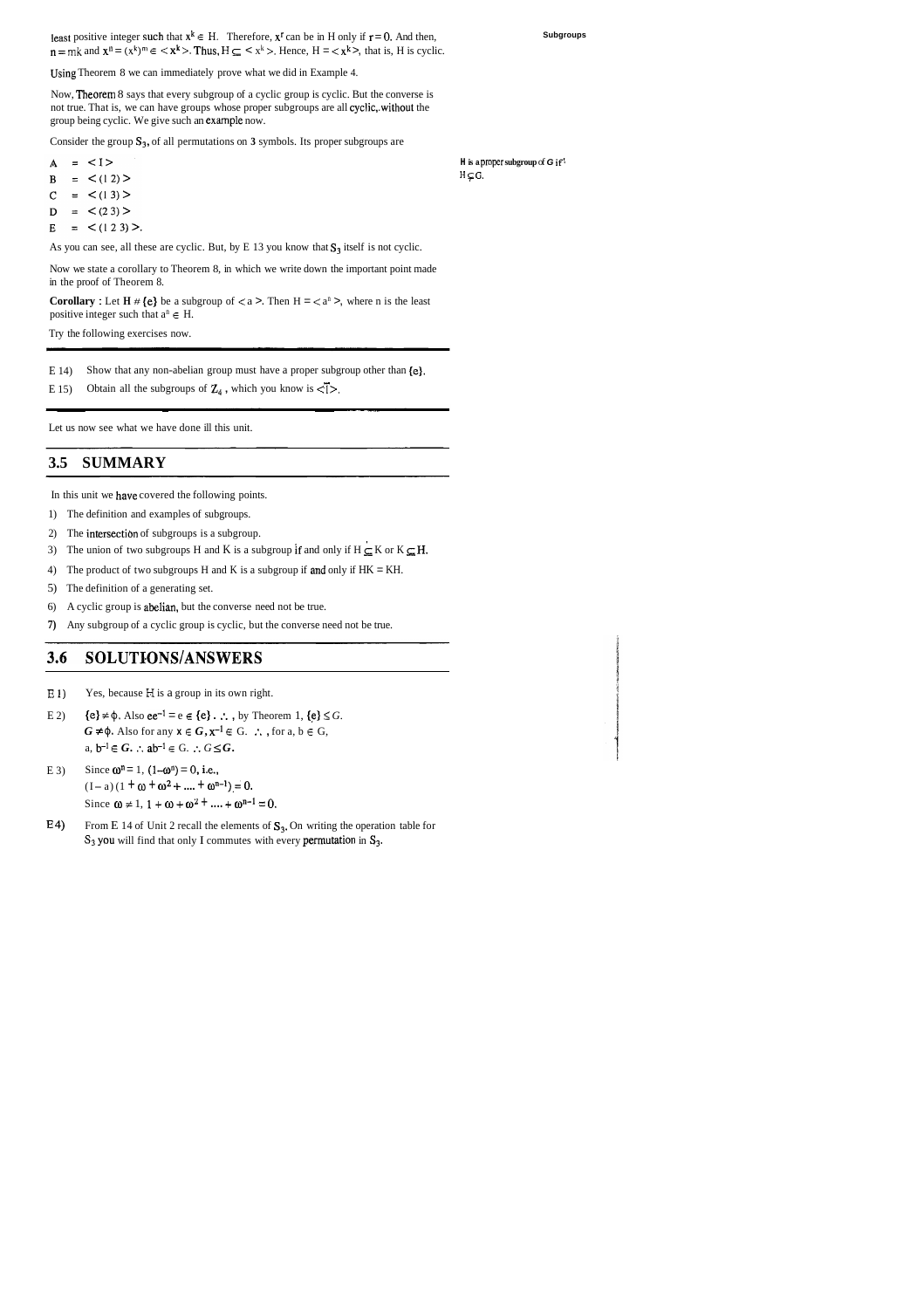least positive integer such that $x^k \in H$. Therefore, $x^r$ can be in H only if $r = 0$. And then, $n = mk$ and $x^n = (x^k)^m \in < x^k >$. Thus, $H \subseteq < x^k >$. Hence, $H = < x^k >$, that is, H is cyclic.

Using Theorem 8 we can immediately prove what we did in Example 4.

Now, Theorem 8 says that every subgroup of a cyclic group is cyclic. But the converse is not true. That is, we can have groups whose proper subgroups are all cyclic, without the group being cyclic. We give such an example now.

Consider the group $S_3$, of all permutations on **3** symbols. Its proper subgroups are

H is a proper subgroup of G if $H \subsetneq G$.

$A = < I >$
$B = < (1\ 2) >$
$C = < (1\ 3) >$
$D = < (2\ 3) >$
$E = < (1\ 2\ 3) >$.

As you can see, all these are cyclic. But, by E 13 you know that $S_3$ itself is not cyclic.

Now we state a corollary to Theorem 8, in which we write down the important point made in the proof of Theorem 8.

**Corollary :** Let $H \neq \{e\}$ be a subgroup of $< a >$. Then $H = < a^n >$, where n is the least positive integer such that $a^n \in H$.

Try the following exercises now.

---

E 14) Show that any non-abelian group must have a proper subgroup other than $\{e\}$.

E 15) Obtain all the subgroups of $\mathbb{Z}_4$, which you know is $<\bar{1}>$.

---

Let us now see what we have done ill this unit.

## 3.5 SUMMARY

In this unit we have covered the following points.

1) The definition and examples of subgroups.
2) The intersection of subgroups is a subgroup.
3) The union of two subgroups H and K is a subgroup if and only if $H \subseteq K$ or $K \subseteq H$.
4) The product of two subgroups H and K is a subgroup if and only if HK = KH.
5) The definition of a generating set.
6) A cyclic group is abelian, but the converse need not be true.
7) Any subgroup of a cyclic group is cyclic, but the converse need not be true.

## 3.6 SOLUTIONS/ANSWERS

E 1) Yes, because H is a group in its own right.

E 2) $\{e\} \neq \phi$. Also $ee^{-1} = e \in \{e\}$. $\therefore$, by Theorem 1, $\{e\} \leq G$.
$G \neq \phi$. Also for any $x \in G, x^{-1} \in G$. $\therefore$, for a, b $\in$ G,
a, $b^{-1} \in G$. $\therefore ab^{-1} \in G$. $\therefore G \leq G$.

E 3) Since $\omega^n = 1$, $(1 - \omega^n) = 0$, i.e.,
$(1 - a)(1 + \omega + \omega^2 + .... + \omega^{n-1}) = 0$.
Since $\omega \neq 1$, $1 + \omega + \omega^2 + .... + \omega^{n-1} = 0$.

E 4) From E 14 of Unit 2 recall the elements of $S_3$. On writing the operation table for $S_3$ you will find that only I commutes with every permutation in $S_3$.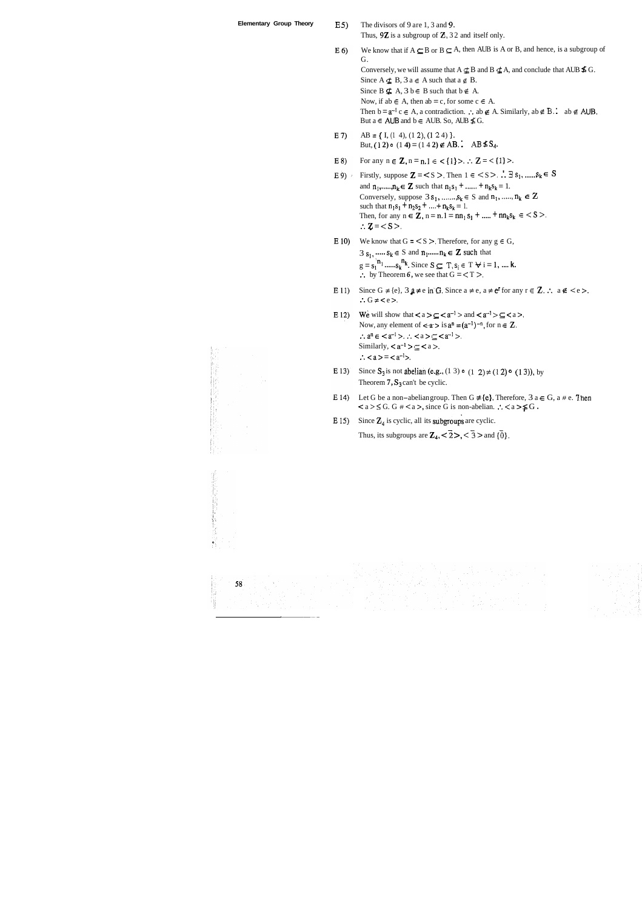E5) The divisors of 9 are 1, 3 and 9.

Thus, $9\mathbf{Z}$ is a subgroup of $\mathbf{Z}$, $3\mathbf{Z}$ and itself only.

E 6) We know that if $A \subseteq B$ or $B \subseteq A$, then $A \cup B$ is A or B, and hence, is a subgroup of G.

Conversely, we will assume that $A \not\subseteq B$ and $B \not\subseteq A$, and conclude that $A \cup B \not\leq G$.

Since $A \not\subseteq B$, $\exists\, a \in A$ such that $a \notin B$.

Since $B \not\subseteq A$, $\exists\, b \in B$ such that $b \notin A$.

Now, if $ab \in A$, then $ab = c$, for some $c \in A$.

Then $b = a^{-1}c \in A$, a contradiction. $\therefore ab \notin A$. Similarly, $ab \notin B$. $\therefore ab \notin A \cup B$.

But $a \in A \cup B$ and $b \in A \cup B$. So, $A \cup B \not\leq G$.

E 7) $AB = \{ I, (1\ 4), (1\ 2), (1\ 2\ 4) \}$.

But, $(1\ 2) \circ (1\ 4) = (1\ 4\ 2) \notin AB$. $\therefore AB \not\leq S_4$.

E 8) For any $n \in \mathbf{Z}$, $n = n.1 \in \langle \{1\} \rangle$. $\therefore \mathbf{Z} = \langle \{1\} \rangle$.

E 9) Firstly, suppose $\mathbf{Z} = \langle S \rangle$. Then $1 \in \langle S \rangle$. $\therefore \exists\, s_1, \ldots, s_k \in S$ and $n_1, \ldots, n_k \in \mathbf{Z}$ such that $n_1 s_1 + \ldots + n_k s_k = 1$.

Conversely, suppose $\exists\, s_1, \ldots, s_k \in S$ and $n_1, \ldots, n_k \in \mathbf{Z}$ such that $n_1 s_1 + n_2 s_2 + \ldots + n_k s_k = 1$.

Then, for any $n \in \mathbf{Z}$, $n = n.1 = nn_1 s_1 + \ldots + nn_k s_k \in \langle S \rangle$.

$\therefore \mathbf{Z} = \langle S \rangle$.

E 10) We know that $G = \langle S \rangle$. Therefore, for any $g \in G$,

$\exists\, s_1, \ldots, s_k \in S$ and $n_1, \ldots, n_k \in \mathbf{Z}$ such that

$g = s_1^{n_1} \ldots s_k^{n_k}$. Since $S \subseteq T$, $s_i \in T\ \forall\ i = 1, \ldots, k$.

$\therefore$ by Theorem 6, we see that $G = \langle T \rangle$.

E 11) Since $G \neq \{e\}$, $\exists\, a \neq e$ in G. Since $a \neq e$, $a \neq e^r$ for any $r \in \mathbf{Z}$. $\therefore a \notin \langle e \rangle$.

$\therefore G \neq \langle e \rangle$.

E 12) We will show that $\langle a \rangle \subseteq \langle a^{-1} \rangle$ and $\langle a^{-1} \rangle \subseteq \langle a \rangle$.

Now, any element of $\langle a \rangle$ is $a^n = (a^{-1})^{-n}$, for $n \in \mathbf{Z}$.

$\therefore a^n \in \langle a^{-1} \rangle$. $\therefore \langle a \rangle \subseteq \langle a^{-1} \rangle$.

Similarly, $\langle a^{-1} \rangle \subseteq \langle a \rangle$.

$\therefore \langle a \rangle = \langle a^{-1} \rangle$.

E 13) Since $S_3$ is not abelian (e.g., $(1\ 3) \circ (1\ 2) \neq (1\ 2) \circ (1\ 3)$), by Theorem 7, $S_3$ can't be cyclic.

E 14) Let G be a non-abelian group. Then $G \neq \{e\}$. Therefore, $\exists\, a \in G$, $a \neq e$. Then $\langle a \rangle \leq G$. $G \neq \langle a \rangle$, since G is non-abelian. $\therefore \langle a \rangle \lneq G$.

E 15) Since $\mathbf{Z}_4$ is cyclic, all its subgroups are cyclic.

Thus, its subgroups are $\mathbf{Z}_4$, $\langle \bar{2} \rangle$, $\langle \bar{3} \rangle$ and $\{\bar{0}\}$.